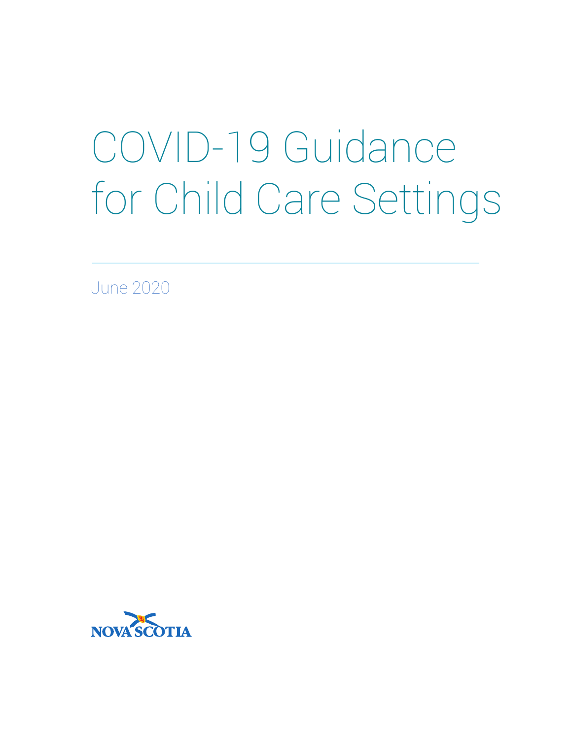# COVID-19 Guidance for Child Care Settings

June 2020

NOVA SCOTIA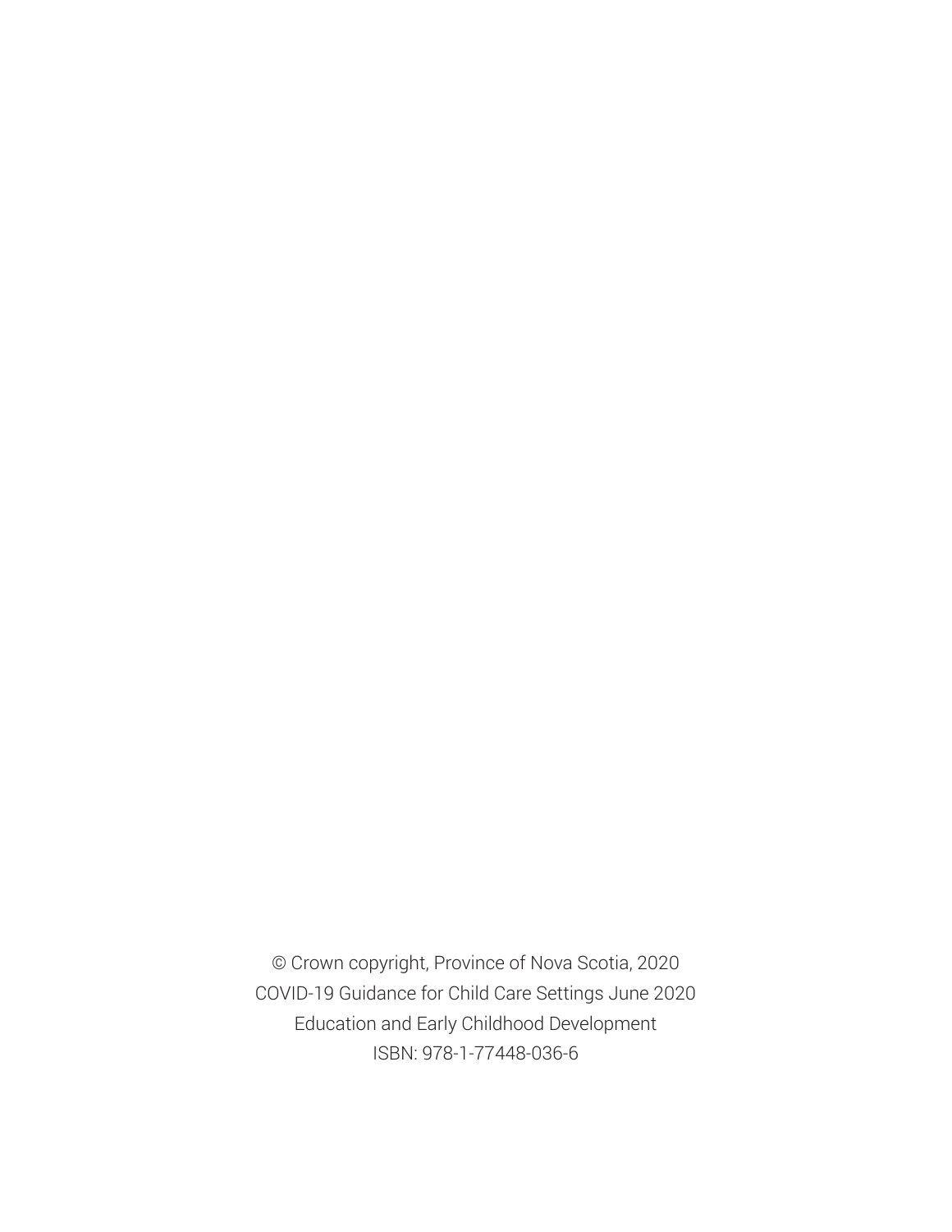© Crown copyright, Province of Nova Scotia, 2020

COVID-19 Guidance for Child Care Settings June 2020

Education and Early Childhood Development

ISBN: 978-1-77448-036-6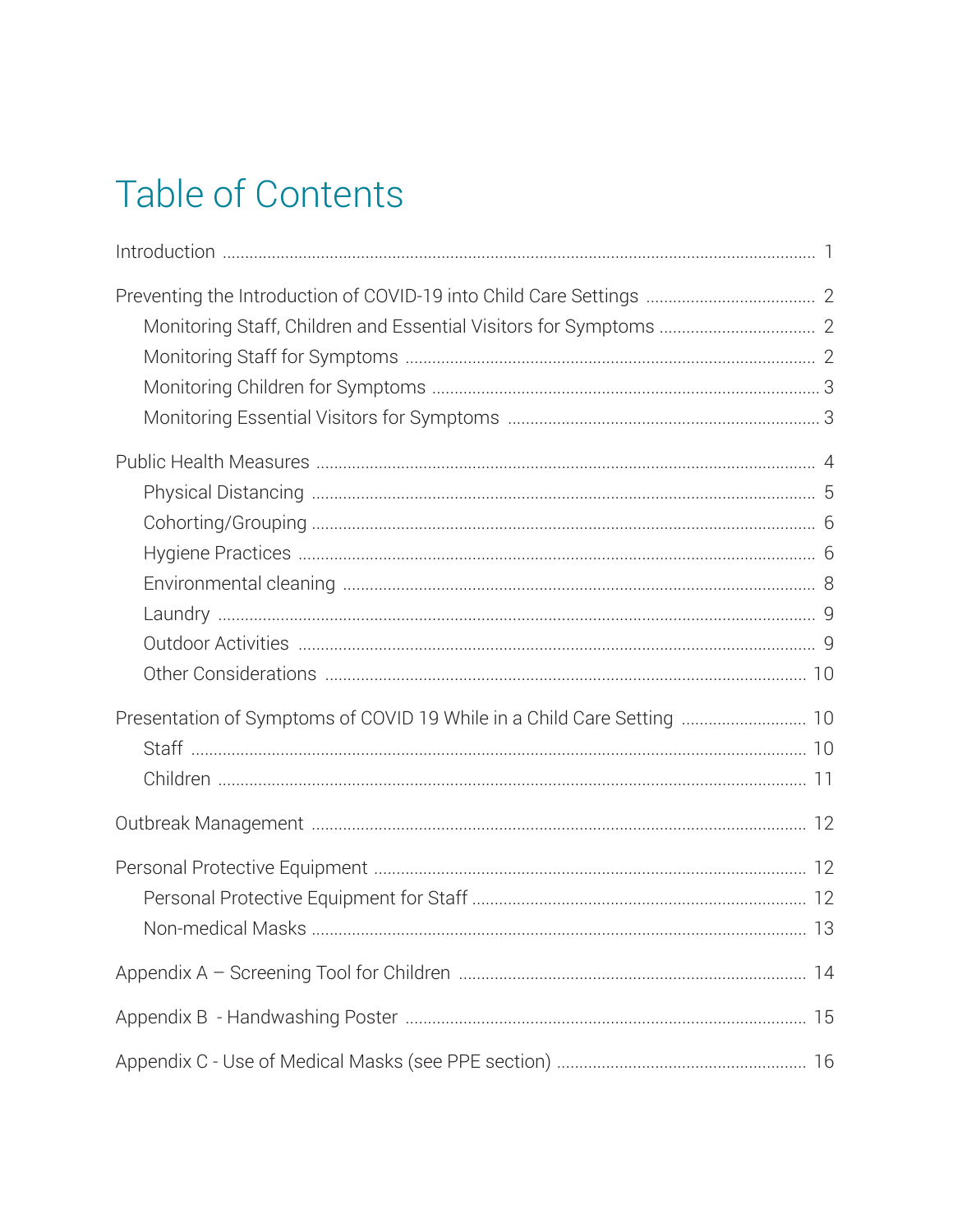# Table of Contents

Introduction ..... 1

Preventing the Introduction of COVID-19 into Child Care Settings ..... 2
- Monitoring Staff, Children and Essential Visitors for Symptoms ..... 2
- Monitoring Staff for Symptoms ..... 2
- Monitoring Children for Symptoms ..... 3
- Monitoring Essential Visitors for Symptoms ..... 3

Public Health Measures ..... 4
- Physical Distancing ..... 5
- Cohorting/Grouping ..... 6
- Hygiene Practices ..... 6
- Environmental cleaning ..... 8
- Laundry ..... 9
- Outdoor Activities ..... 9
- Other Considerations ..... 10

Presentation of Symptoms of COVID 19 While in a Child Care Setting ..... 10
- Staff ..... 10
- Children ..... 11

Outbreak Management ..... 12

Personal Protective Equipment ..... 12
- Personal Protective Equipment for Staff ..... 12
- Non-medical Masks ..... 13

Appendix A – Screening Tool for Children ..... 14

Appendix B - Handwashing Poster ..... 15

Appendix C - Use of Medical Masks (see PPE section) ..... 16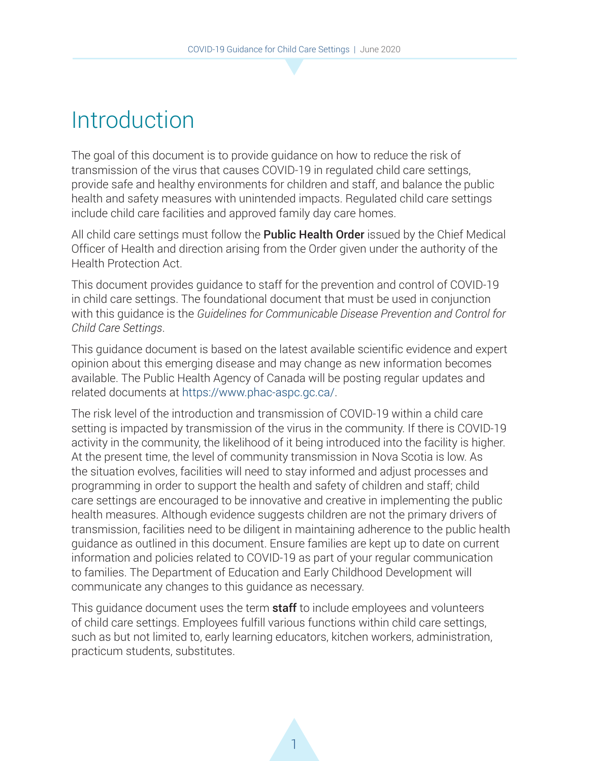# Introduction

The goal of this document is to provide guidance on how to reduce the risk of transmission of the virus that causes COVID-19 in regulated child care settings, provide safe and healthy environments for children and staff, and balance the public health and safety measures with unintended impacts. Regulated child care settings include child care facilities and approved family day care homes.

All child care settings must follow the **Public Health Order** issued by the Chief Medical Officer of Health and direction arising from the Order given under the authority of the Health Protection Act.

This document provides guidance to staff for the prevention and control of COVID-19 in child care settings. The foundational document that must be used in conjunction with this guidance is the *Guidelines for Communicable Disease Prevention and Control for Child Care Settings*.

This guidance document is based on the latest available scientific evidence and expert opinion about this emerging disease and may change as new information becomes available. The Public Health Agency of Canada will be posting regular updates and related documents at https://www.phac-aspc.gc.ca/.

The risk level of the introduction and transmission of COVID-19 within a child care setting is impacted by transmission of the virus in the community. If there is COVID-19 activity in the community, the likelihood of it being introduced into the facility is higher. At the present time, the level of community transmission in Nova Scotia is low. As the situation evolves, facilities will need to stay informed and adjust processes and programming in order to support the health and safety of children and staff; child care settings are encouraged to be innovative and creative in implementing the public health measures. Although evidence suggests children are not the primary drivers of transmission, facilities need to be diligent in maintaining adherence to the public health guidance as outlined in this document. Ensure families are kept up to date on current information and policies related to COVID-19 as part of your regular communication to families. The Department of Education and Early Childhood Development will communicate any changes to this guidance as necessary.

This guidance document uses the term **staff** to include employees and volunteers of child care settings. Employees fulfill various functions within child care settings, such as but not limited to, early learning educators, kitchen workers, administration, practicum students, substitutes.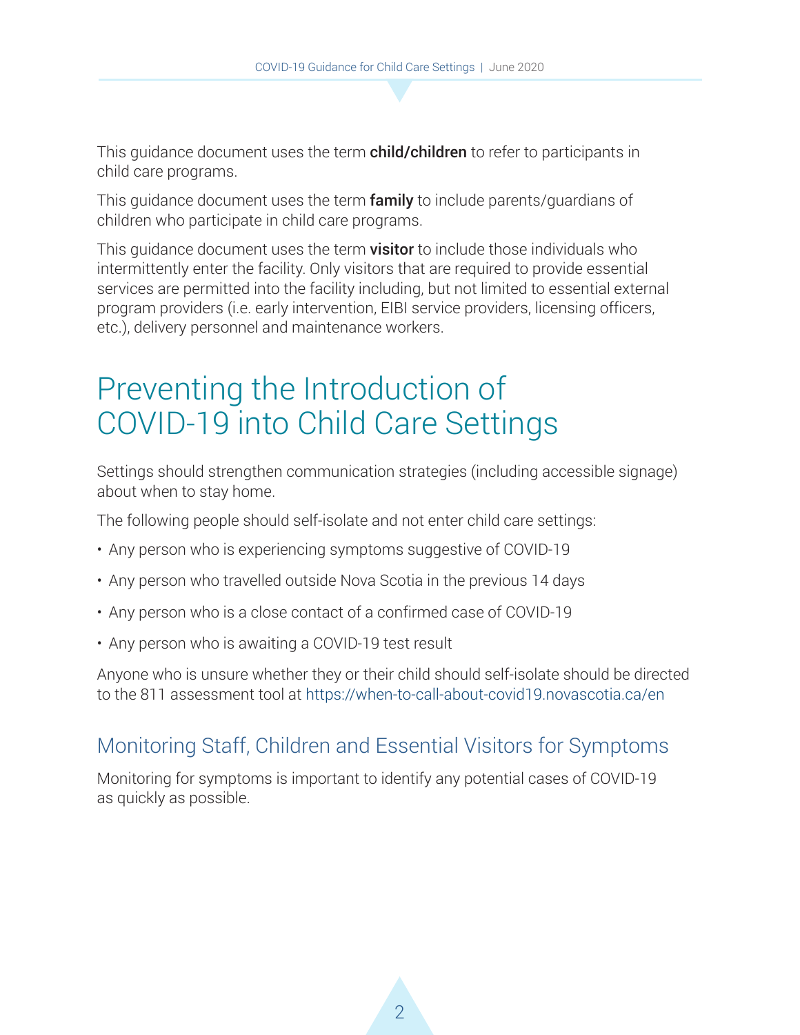This guidance document uses the term **child/children** to refer to participants in child care programs.

This guidance document uses the term **family** to include parents/guardians of children who participate in child care programs.

This guidance document uses the term **visitor** to include those individuals who intermittently enter the facility. Only visitors that are required to provide essential services are permitted into the facility including, but not limited to essential external program providers (i.e. early intervention, EIBI service providers, licensing officers, etc.), delivery personnel and maintenance workers.

# Preventing the Introduction of COVID-19 into Child Care Settings

Settings should strengthen communication strategies (including accessible signage) about when to stay home.

The following people should self-isolate and not enter child care settings:

- Any person who is experiencing symptoms suggestive of COVID-19
- Any person who travelled outside Nova Scotia in the previous 14 days
- Any person who is a close contact of a confirmed case of COVID-19
- Any person who is awaiting a COVID-19 test result

Anyone who is unsure whether they or their child should self-isolate should be directed to the 811 assessment tool at https://when-to-call-about-covid19.novascotia.ca/en

## Monitoring Staff, Children and Essential Visitors for Symptoms

Monitoring for symptoms is important to identify any potential cases of COVID-19 as quickly as possible.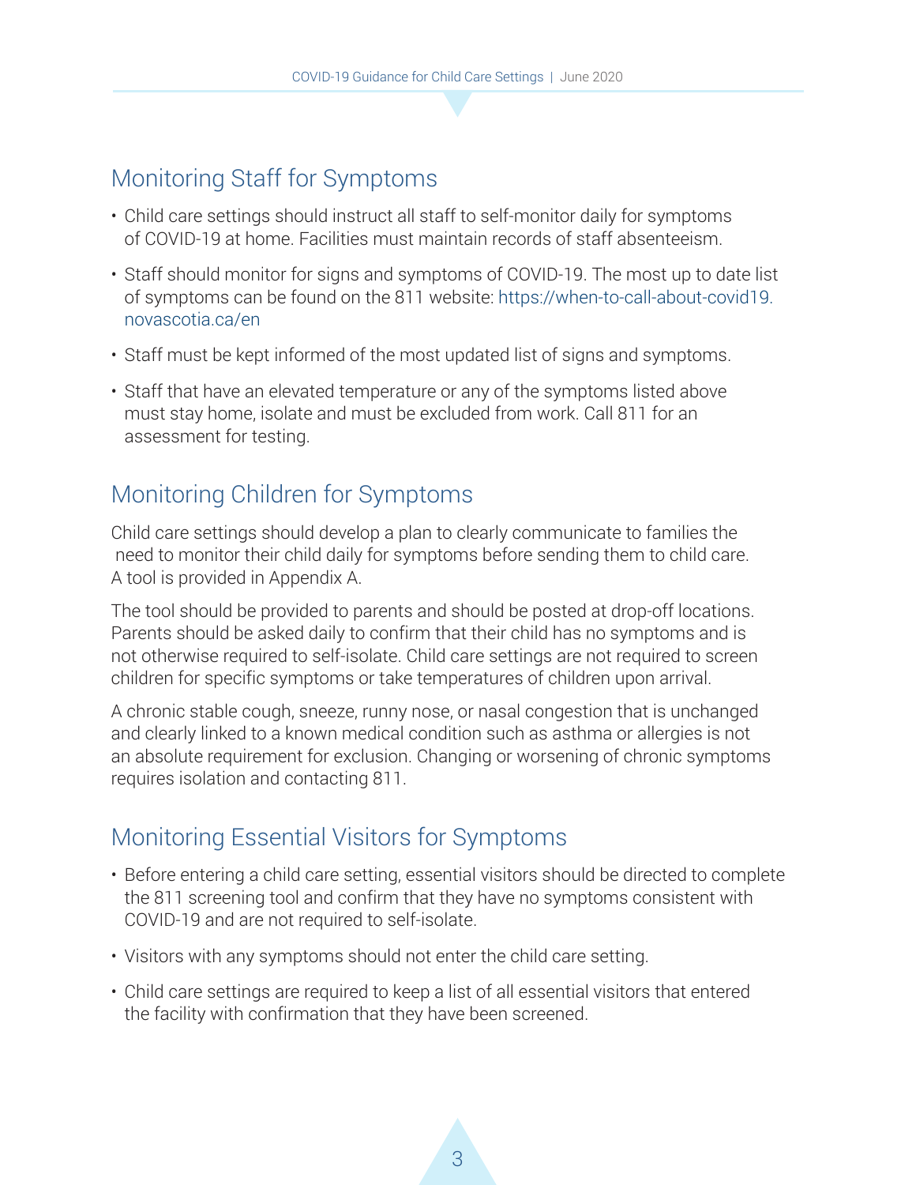## Monitoring Staff for Symptoms

- Child care settings should instruct all staff to self-monitor daily for symptoms of COVID-19 at home. Facilities must maintain records of staff absenteeism.
- Staff should monitor for signs and symptoms of COVID-19. The most up to date list of symptoms can be found on the 811 website: https://when-to-call-about-covid19.novascotia.ca/en
- Staff must be kept informed of the most updated list of signs and symptoms.
- Staff that have an elevated temperature or any of the symptoms listed above must stay home, isolate and must be excluded from work. Call 811 for an assessment for testing.

## Monitoring Children for Symptoms

Child care settings should develop a plan to clearly communicate to families the need to monitor their child daily for symptoms before sending them to child care. A tool is provided in Appendix A.

The tool should be provided to parents and should be posted at drop-off locations. Parents should be asked daily to confirm that their child has no symptoms and is not otherwise required to self-isolate. Child care settings are not required to screen children for specific symptoms or take temperatures of children upon arrival.

A chronic stable cough, sneeze, runny nose, or nasal congestion that is unchanged and clearly linked to a known medical condition such as asthma or allergies is not an absolute requirement for exclusion. Changing or worsening of chronic symptoms requires isolation and contacting 811.

## Monitoring Essential Visitors for Symptoms

- Before entering a child care setting, essential visitors should be directed to complete the 811 screening tool and confirm that they have no symptoms consistent with COVID-19 and are not required to self-isolate.
- Visitors with any symptoms should not enter the child care setting.
- Child care settings are required to keep a list of all essential visitors that entered the facility with confirmation that they have been screened.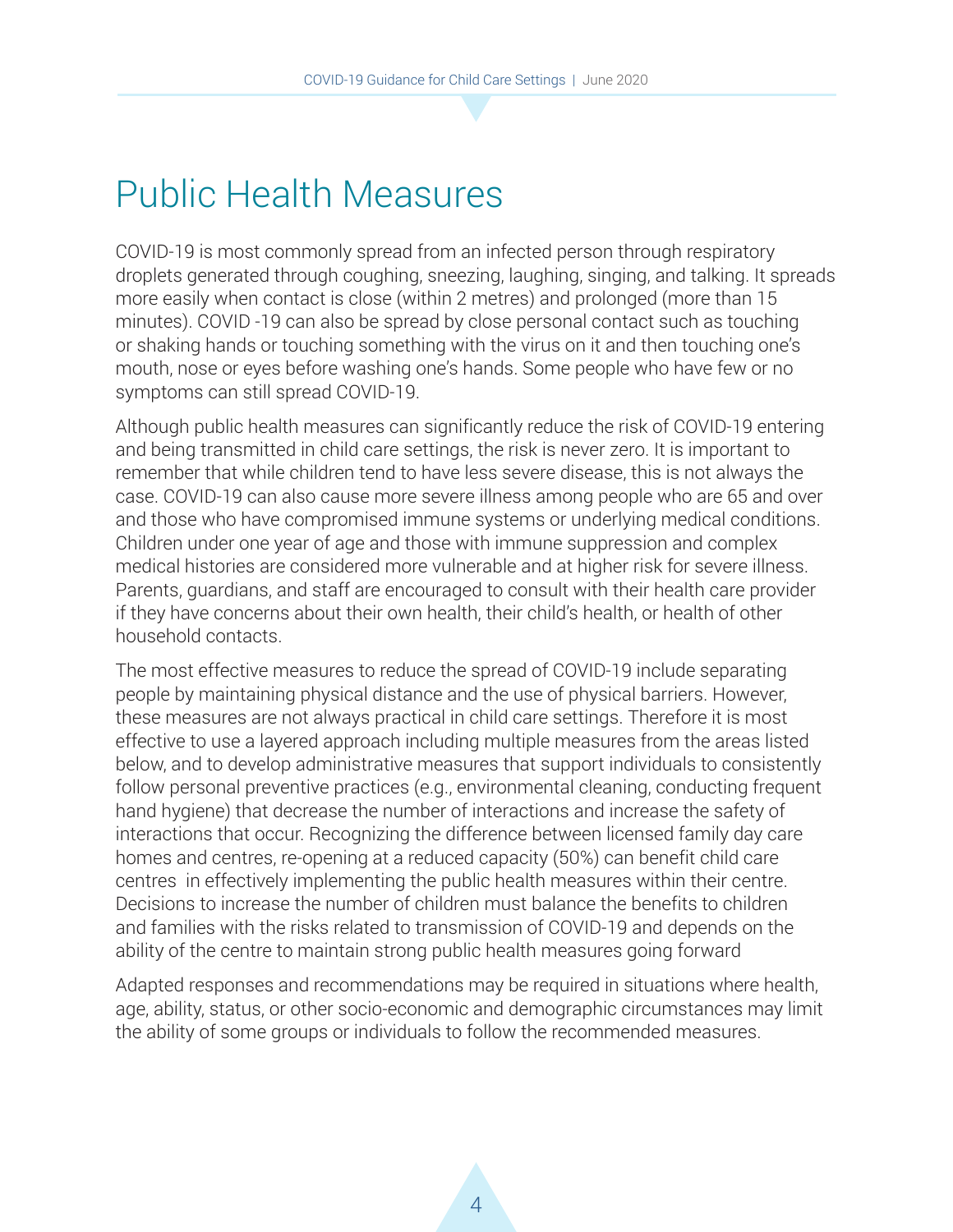# Public Health Measures

COVID-19 is most commonly spread from an infected person through respiratory droplets generated through coughing, sneezing, laughing, singing, and talking. It spreads more easily when contact is close (within 2 metres) and prolonged (more than 15 minutes). COVID -19 can also be spread by close personal contact such as touching or shaking hands or touching something with the virus on it and then touching one's mouth, nose or eyes before washing one's hands. Some people who have few or no symptoms can still spread COVID-19.

Although public health measures can significantly reduce the risk of COVID-19 entering and being transmitted in child care settings, the risk is never zero. It is important to remember that while children tend to have less severe disease, this is not always the case. COVID-19 can also cause more severe illness among people who are 65 and over and those who have compromised immune systems or underlying medical conditions. Children under one year of age and those with immune suppression and complex medical histories are considered more vulnerable and at higher risk for severe illness. Parents, guardians, and staff are encouraged to consult with their health care provider if they have concerns about their own health, their child's health, or health of other household contacts.

The most effective measures to reduce the spread of COVID-19 include separating people by maintaining physical distance and the use of physical barriers. However, these measures are not always practical in child care settings. Therefore it is most effective to use a layered approach including multiple measures from the areas listed below, and to develop administrative measures that support individuals to consistently follow personal preventive practices (e.g., environmental cleaning, conducting frequent hand hygiene) that decrease the number of interactions and increase the safety of interactions that occur. Recognizing the difference between licensed family day care homes and centres, re-opening at a reduced capacity (50%) can benefit child care centres in effectively implementing the public health measures within their centre. Decisions to increase the number of children must balance the benefits to children and families with the risks related to transmission of COVID-19 and depends on the ability of the centre to maintain strong public health measures going forward

Adapted responses and recommendations may be required in situations where health, age, ability, status, or other socio-economic and demographic circumstances may limit the ability of some groups or individuals to follow the recommended measures.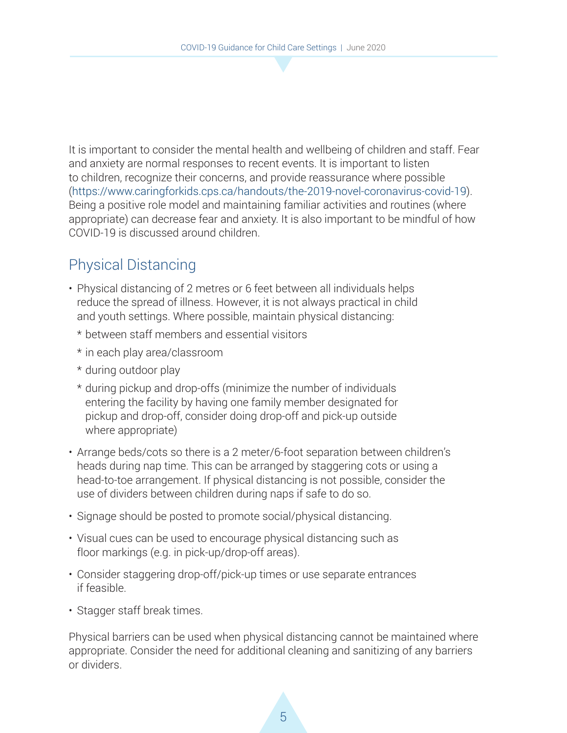It is important to consider the mental health and wellbeing of children and staff. Fear and anxiety are normal responses to recent events. It is important to listen to children, recognize their concerns, and provide reassurance where possible (https://www.caringforkids.cps.ca/handouts/the-2019-novel-coronavirus-covid-19). Being a positive role model and maintaining familiar activities and routines (where appropriate) can decrease fear and anxiety. It is also important to be mindful of how COVID-19 is discussed around children.

## Physical Distancing

- Physical distancing of 2 metres or 6 feet between all individuals helps reduce the spread of illness. However, it is not always practical in child and youth settings. Where possible, maintain physical distancing:
  - between staff members and essential visitors
  - in each play area/classroom
  - during outdoor play
  - during pickup and drop-offs (minimize the number of individuals entering the facility by having one family member designated for pickup and drop-off, consider doing drop-off and pick-up outside where appropriate)
- Arrange beds/cots so there is a 2 meter/6-foot separation between children's heads during nap time. This can be arranged by staggering cots or using a head-to-toe arrangement. If physical distancing is not possible, consider the use of dividers between children during naps if safe to do so.
- Signage should be posted to promote social/physical distancing.
- Visual cues can be used to encourage physical distancing such as floor markings (e.g. in pick-up/drop-off areas).
- Consider staggering drop-off/pick-up times or use separate entrances if feasible.
- Stagger staff break times.

Physical barriers can be used when physical distancing cannot be maintained where appropriate. Consider the need for additional cleaning and sanitizing of any barriers or dividers.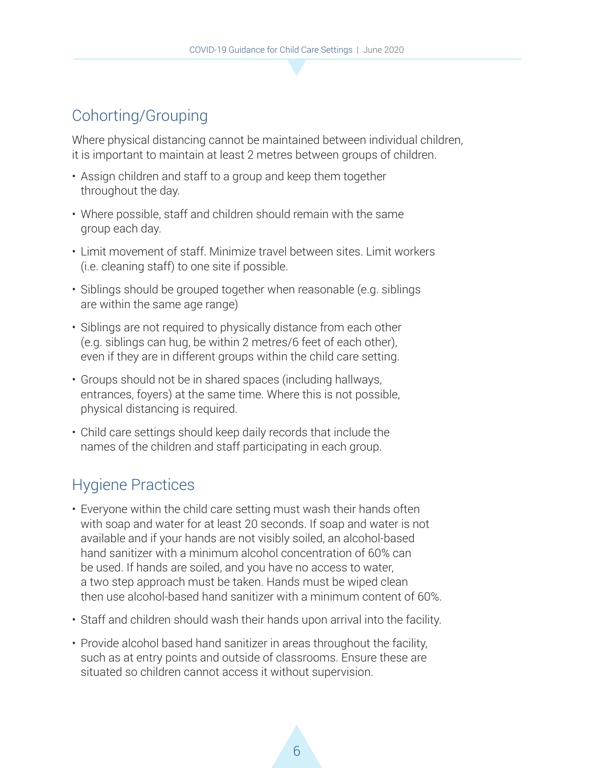## Cohorting/Grouping

Where physical distancing cannot be maintained between individual children, it is important to maintain at least 2 metres between groups of children.

- Assign children and staff to a group and keep them together throughout the day.
- Where possible, staff and children should remain with the same group each day.
- Limit movement of staff. Minimize travel between sites. Limit workers (i.e. cleaning staff) to one site if possible.
- Siblings should be grouped together when reasonable (e.g. siblings are within the same age range)
- Siblings are not required to physically distance from each other (e.g. siblings can hug, be within 2 metres/6 feet of each other), even if they are in different groups within the child care setting.
- Groups should not be in shared spaces (including hallways, entrances, foyers) at the same time. Where this is not possible, physical distancing is required.
- Child care settings should keep daily records that include the names of the children and staff participating in each group.

## Hygiene Practices

- Everyone within the child care setting must wash their hands often with soap and water for at least 20 seconds. If soap and water is not available and if your hands are not visibly soiled, an alcohol-based hand sanitizer with a minimum alcohol concentration of 60% can be used. If hands are soiled, and you have no access to water, a two step approach must be taken. Hands must be wiped clean then use alcohol-based hand sanitizer with a minimum content of 60%.
- Staff and children should wash their hands upon arrival into the facility.
- Provide alcohol based hand sanitizer in areas throughout the facility, such as at entry points and outside of classrooms. Ensure these are situated so children cannot access it without supervision.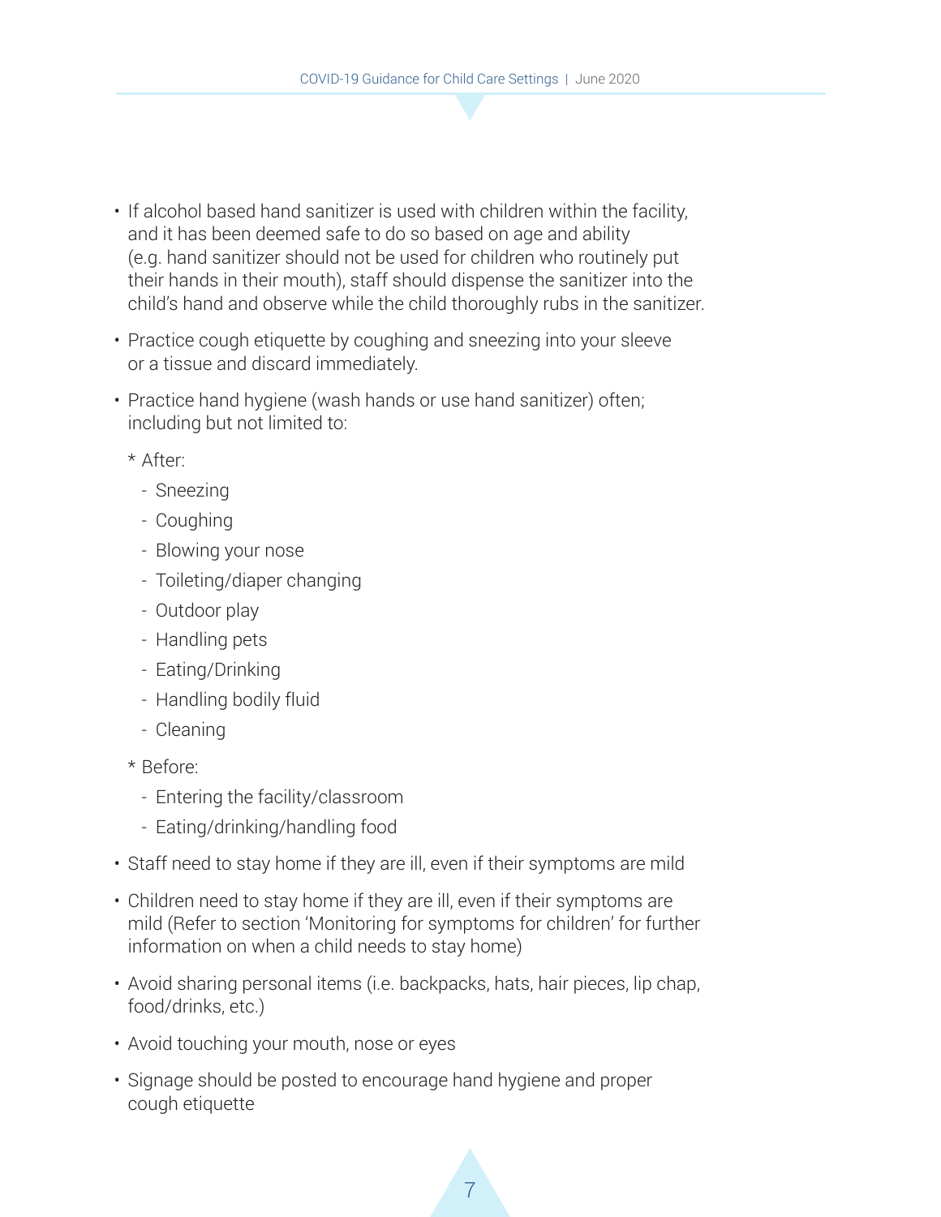- If alcohol based hand sanitizer is used with children within the facility, and it has been deemed safe to do so based on age and ability (e.g. hand sanitizer should not be used for children who routinely put their hands in their mouth), staff should dispense the sanitizer into the child's hand and observe while the child thoroughly rubs in the sanitizer.
- Practice cough etiquette by coughing and sneezing into your sleeve or a tissue and discard immediately.
- Practice hand hygiene (wash hands or use hand sanitizer) often; including but not limited to:
  - After:
    - Sneezing
    - Coughing
    - Blowing your nose
    - Toileting/diaper changing
    - Outdoor play
    - Handling pets
    - Eating/Drinking
    - Handling bodily fluid
    - Cleaning
  - Before:
    - Entering the facility/classroom
    - Eating/drinking/handling food
- Staff need to stay home if they are ill, even if their symptoms are mild
- Children need to stay home if they are ill, even if their symptoms are mild (Refer to section 'Monitoring for symptoms for children' for further information on when a child needs to stay home)
- Avoid sharing personal items (i.e. backpacks, hats, hair pieces, lip chap, food/drinks, etc.)
- Avoid touching your mouth, nose or eyes
- Signage should be posted to encourage hand hygiene and proper cough etiquette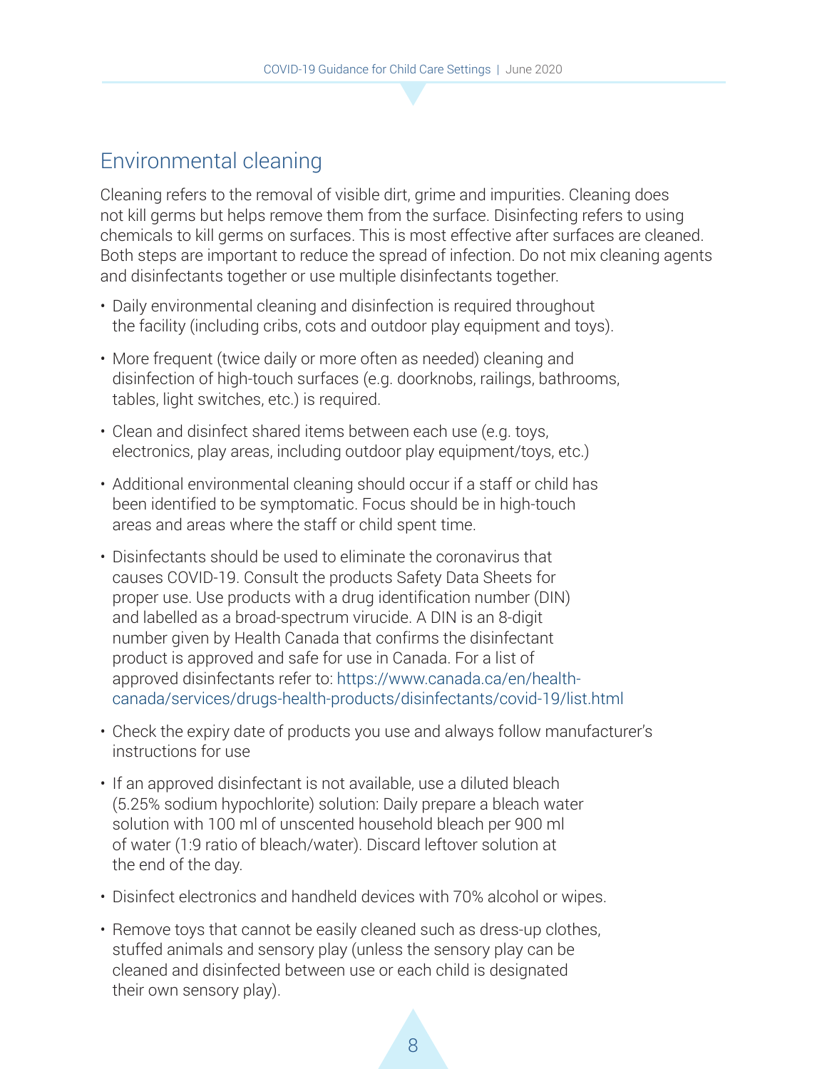## Environmental cleaning

Cleaning refers to the removal of visible dirt, grime and impurities. Cleaning does not kill germs but helps remove them from the surface. Disinfecting refers to using chemicals to kill germs on surfaces. This is most effective after surfaces are cleaned. Both steps are important to reduce the spread of infection. Do not mix cleaning agents and disinfectants together or use multiple disinfectants together.

- Daily environmental cleaning and disinfection is required throughout the facility (including cribs, cots and outdoor play equipment and toys).
- More frequent (twice daily or more often as needed) cleaning and disinfection of high-touch surfaces (e.g. doorknobs, railings, bathrooms, tables, light switches, etc.) is required.
- Clean and disinfect shared items between each use (e.g. toys, electronics, play areas, including outdoor play equipment/toys, etc.)
- Additional environmental cleaning should occur if a staff or child has been identified to be symptomatic. Focus should be in high-touch areas and areas where the staff or child spent time.
- Disinfectants should be used to eliminate the coronavirus that causes COVID-19. Consult the products Safety Data Sheets for proper use. Use products with a drug identification number (DIN) and labelled as a broad-spectrum virucide. A DIN is an 8-digit number given by Health Canada that confirms the disinfectant product is approved and safe for use in Canada. For a list of approved disinfectants refer to: https://www.canada.ca/en/health-canada/services/drugs-health-products/disinfectants/covid-19/list.html
- Check the expiry date of products you use and always follow manufacturer's instructions for use
- If an approved disinfectant is not available, use a diluted bleach (5.25% sodium hypochlorite) solution: Daily prepare a bleach water solution with 100 ml of unscented household bleach per 900 ml of water (1:9 ratio of bleach/water). Discard leftover solution at the end of the day.
- Disinfect electronics and handheld devices with 70% alcohol or wipes.
- Remove toys that cannot be easily cleaned such as dress-up clothes, stuffed animals and sensory play (unless the sensory play can be cleaned and disinfected between use or each child is designated their own sensory play).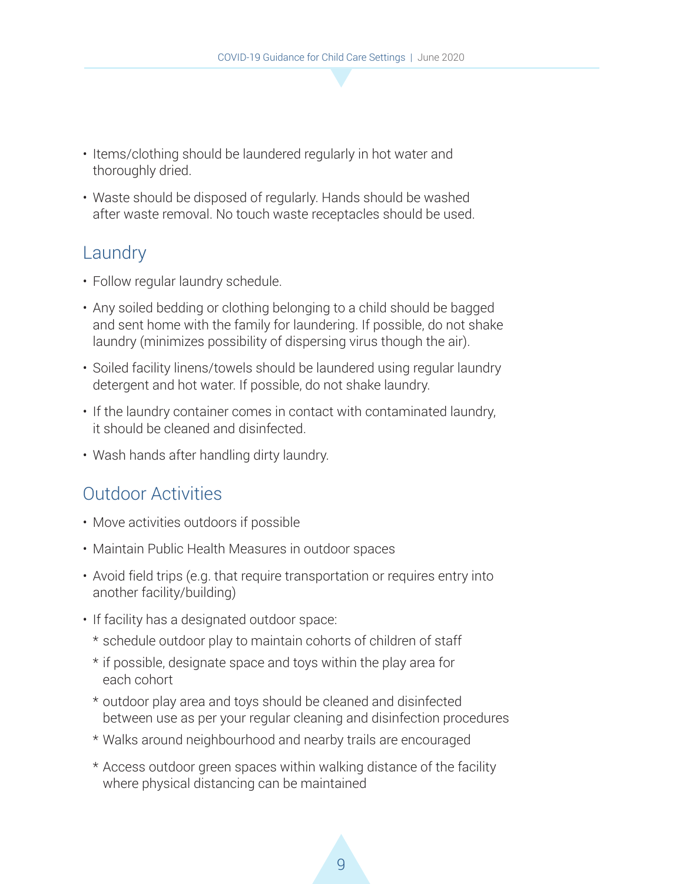- Items/clothing should be laundered regularly in hot water and thoroughly dried.
- Waste should be disposed of regularly. Hands should be washed after waste removal. No touch waste receptacles should be used.

## Laundry

- Follow regular laundry schedule.
- Any soiled bedding or clothing belonging to a child should be bagged and sent home with the family for laundering. If possible, do not shake laundry (minimizes possibility of dispersing virus though the air).
- Soiled facility linens/towels should be laundered using regular laundry detergent and hot water. If possible, do not shake laundry.
- If the laundry container comes in contact with contaminated laundry, it should be cleaned and disinfected.
- Wash hands after handling dirty laundry.

## Outdoor Activities

- Move activities outdoors if possible
- Maintain Public Health Measures in outdoor spaces
- Avoid field trips (e.g. that require transportation or requires entry into another facility/building)
- If facility has a designated outdoor space:
  * schedule outdoor play to maintain cohorts of children of staff
  * if possible, designate space and toys within the play area for each cohort
  * outdoor play area and toys should be cleaned and disinfected between use as per your regular cleaning and disinfection procedures
  * Walks around neighbourhood and nearby trails are encouraged
  * Access outdoor green spaces within walking distance of the facility where physical distancing can be maintained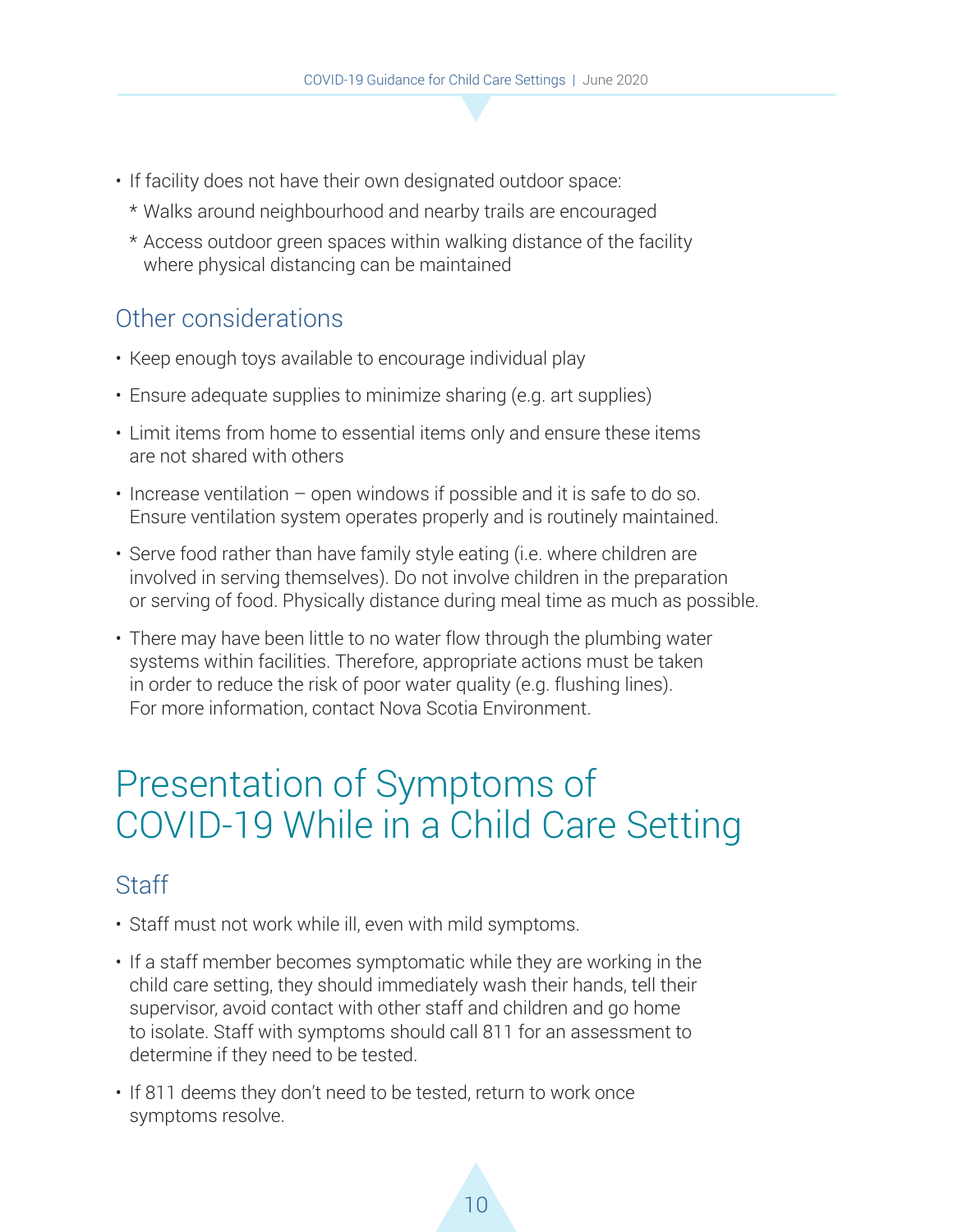- If facility does not have their own designated outdoor space:
  - Walks around neighbourhood and nearby trails are encouraged
  - Access outdoor green spaces within walking distance of the facility where physical distancing can be maintained

## Other considerations

- Keep enough toys available to encourage individual play
- Ensure adequate supplies to minimize sharing (e.g. art supplies)
- Limit items from home to essential items only and ensure these items are not shared with others
- Increase ventilation – open windows if possible and it is safe to do so. Ensure ventilation system operates properly and is routinely maintained.
- Serve food rather than have family style eating (i.e. where children are involved in serving themselves). Do not involve children in the preparation or serving of food. Physically distance during meal time as much as possible.
- There may have been little to no water flow through the plumbing water systems within facilities. Therefore, appropriate actions must be taken in order to reduce the risk of poor water quality (e.g. flushing lines). For more information, contact Nova Scotia Environment.

# Presentation of Symptoms of COVID-19 While in a Child Care Setting

## Staff

- Staff must not work while ill, even with mild symptoms.
- If a staff member becomes symptomatic while they are working in the child care setting, they should immediately wash their hands, tell their supervisor, avoid contact with other staff and children and go home to isolate. Staff with symptoms should call 811 for an assessment to determine if they need to be tested.
- If 811 deems they don't need to be tested, return to work once symptoms resolve.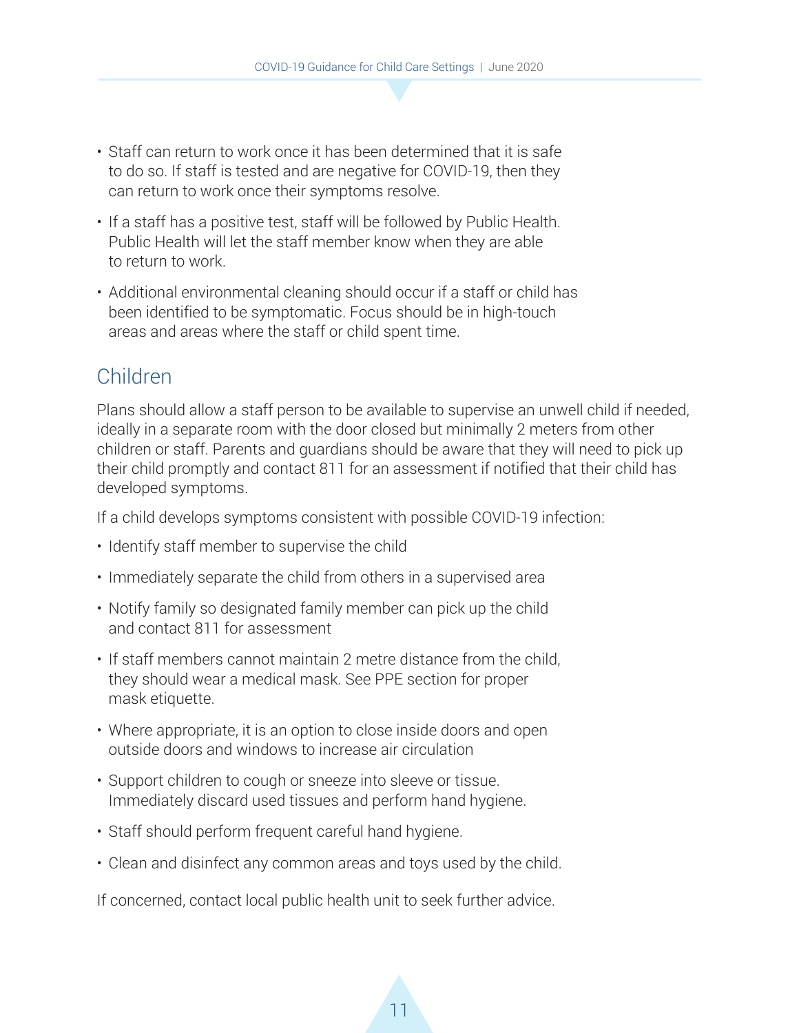- Staff can return to work once it has been determined that it is safe to do so. If staff is tested and are negative for COVID-19, then they can return to work once their symptoms resolve.
- If a staff has a positive test, staff will be followed by Public Health. Public Health will let the staff member know when they are able to return to work.
- Additional environmental cleaning should occur if a staff or child has been identified to be symptomatic. Focus should be in high-touch areas and areas where the staff or child spent time.

## Children

Plans should allow a staff person to be available to supervise an unwell child if needed, ideally in a separate room with the door closed but minimally 2 meters from other children or staff. Parents and guardians should be aware that they will need to pick up their child promptly and contact 811 for an assessment if notified that their child has developed symptoms.

If a child develops symptoms consistent with possible COVID-19 infection:

- Identify staff member to supervise the child
- Immediately separate the child from others in a supervised area
- Notify family so designated family member can pick up the child and contact 811 for assessment
- If staff members cannot maintain 2 metre distance from the child, they should wear a medical mask. See PPE section for proper mask etiquette.
- Where appropriate, it is an option to close inside doors and open outside doors and windows to increase air circulation
- Support children to cough or sneeze into sleeve or tissue. Immediately discard used tissues and perform hand hygiene.
- Staff should perform frequent careful hand hygiene.
- Clean and disinfect any common areas and toys used by the child.

If concerned, contact local public health unit to seek further advice.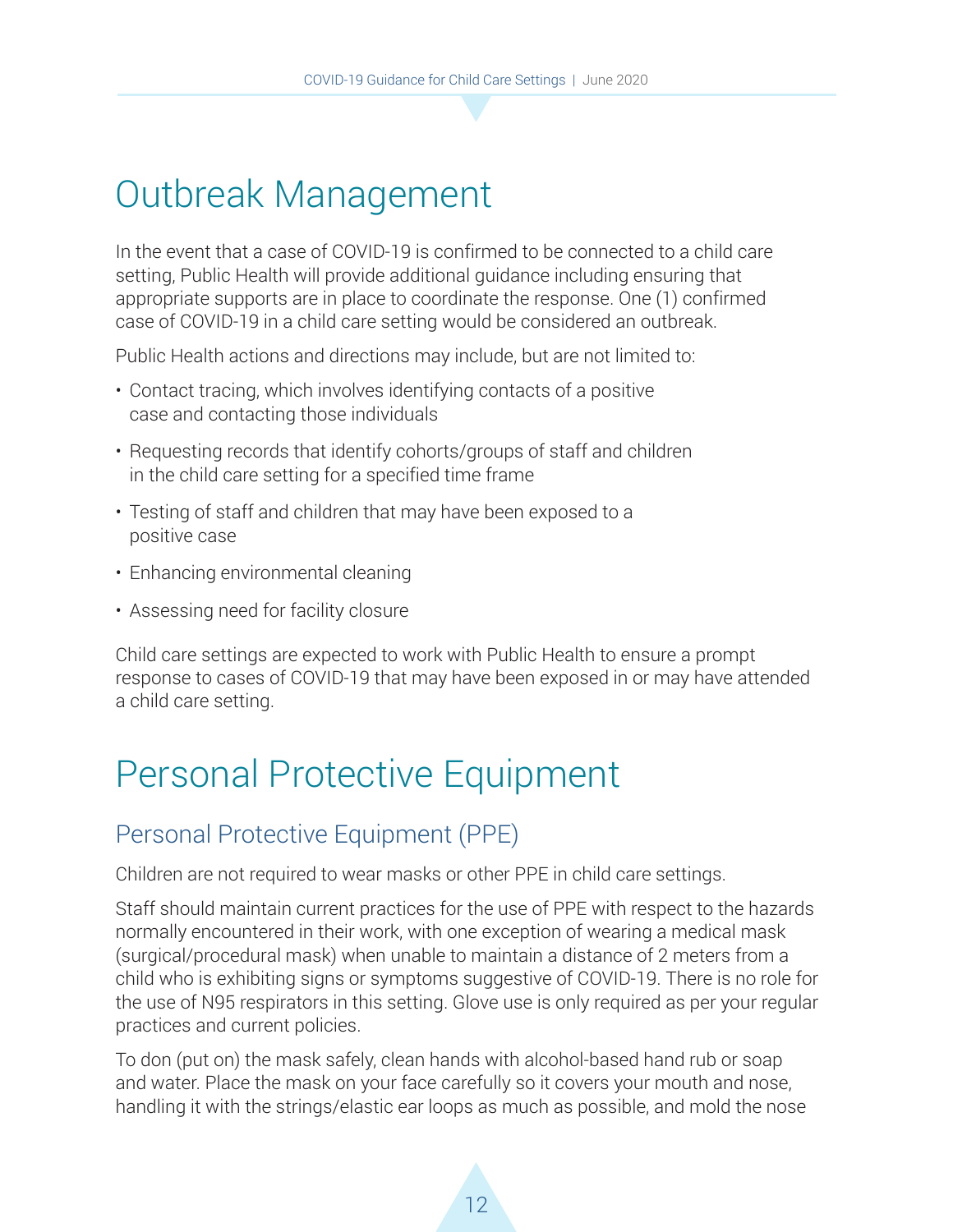# Outbreak Management

In the event that a case of COVID-19 is confirmed to be connected to a child care setting, Public Health will provide additional guidance including ensuring that appropriate supports are in place to coordinate the response. One (1) confirmed case of COVID-19 in a child care setting would be considered an outbreak.

Public Health actions and directions may include, but are not limited to:

- Contact tracing, which involves identifying contacts of a positive case and contacting those individuals
- Requesting records that identify cohorts/groups of staff and children in the child care setting for a specified time frame
- Testing of staff and children that may have been exposed to a positive case
- Enhancing environmental cleaning
- Assessing need for facility closure

Child care settings are expected to work with Public Health to ensure a prompt response to cases of COVID-19 that may have been exposed in or may have attended a child care setting.

# Personal Protective Equipment

## Personal Protective Equipment (PPE)

Children are not required to wear masks or other PPE in child care settings.

Staff should maintain current practices for the use of PPE with respect to the hazards normally encountered in their work, with one exception of wearing a medical mask (surgical/procedural mask) when unable to maintain a distance of 2 meters from a child who is exhibiting signs or symptoms suggestive of COVID-19. There is no role for the use of N95 respirators in this setting. Glove use is only required as per your regular practices and current policies.

To don (put on) the mask safely, clean hands with alcohol-based hand rub or soap and water. Place the mask on your face carefully so it covers your mouth and nose, handling it with the strings/elastic ear loops as much as possible, and mold the nose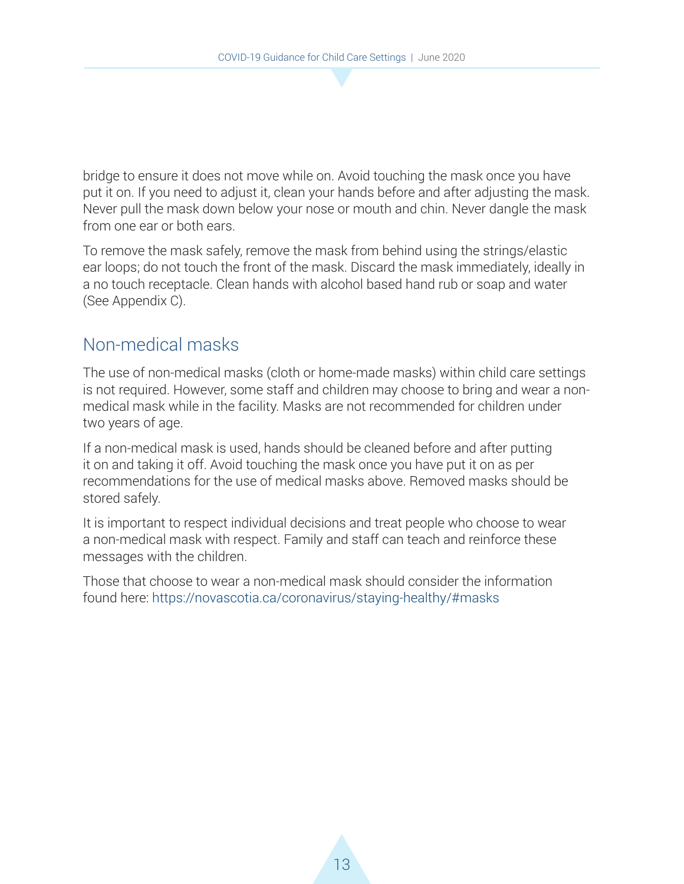bridge to ensure it does not move while on. Avoid touching the mask once you have put it on. If you need to adjust it, clean your hands before and after adjusting the mask. Never pull the mask down below your nose or mouth and chin. Never dangle the mask from one ear or both ears.

To remove the mask safely, remove the mask from behind using the strings/elastic ear loops; do not touch the front of the mask. Discard the mask immediately, ideally in a no touch receptacle. Clean hands with alcohol based hand rub or soap and water (See Appendix C).

## Non-medical masks

The use of non-medical masks (cloth or home-made masks) within child care settings is not required. However, some staff and children may choose to bring and wear a non-medical mask while in the facility. Masks are not recommended for children under two years of age.

If a non-medical mask is used, hands should be cleaned before and after putting it on and taking it off. Avoid touching the mask once you have put it on as per recommendations for the use of medical masks above. Removed masks should be stored safely.

It is important to respect individual decisions and treat people who choose to wear a non-medical mask with respect. Family and staff can teach and reinforce these messages with the children.

Those that choose to wear a non-medical mask should consider the information found here: https://novascotia.ca/coronavirus/staying-healthy/#masks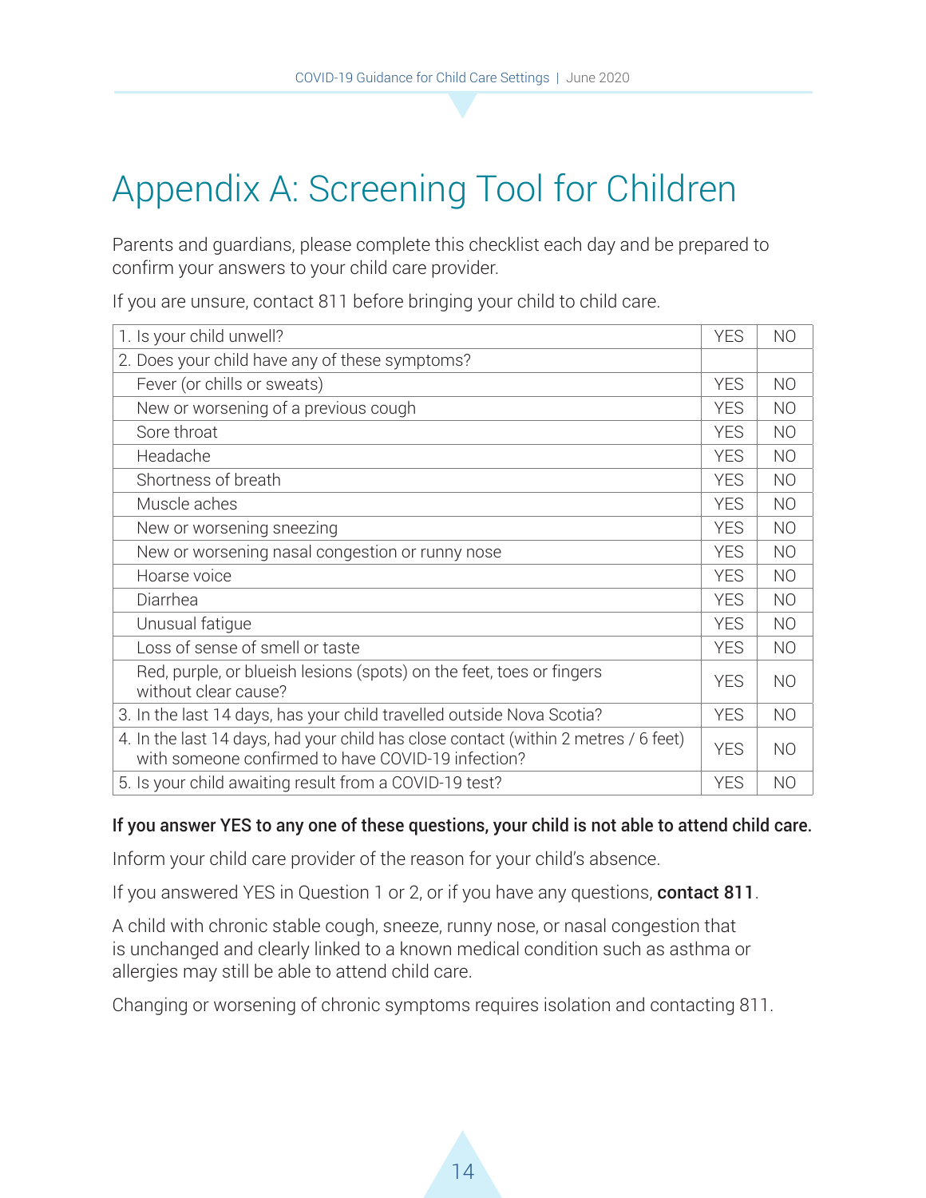# Appendix A: Screening Tool for Children

Parents and guardians, please complete this checklist each day and be prepared to confirm your answers to your child care provider.

If you are unsure, contact 811 before bringing your child to child care.

| | | |
|---|---|---|
| 1. Is your child unwell? | YES | NO |
| 2. Does your child have any of these symptoms? | | |
| Fever (or chills or sweats) | YES | NO |
| New or worsening of a previous cough | YES | NO |
| Sore throat | YES | NO |
| Headache | YES | NO |
| Shortness of breath | YES | NO |
| Muscle aches | YES | NO |
| New or worsening sneezing | YES | NO |
| New or worsening nasal congestion or runny nose | YES | NO |
| Hoarse voice | YES | NO |
| Diarrhea | YES | NO |
| Unusual fatigue | YES | NO |
| Loss of sense of smell or taste | YES | NO |
| Red, purple, or blueish lesions (spots) on the feet, toes or fingers without clear cause? | YES | NO |
| 3. In the last 14 days, has your child travelled outside Nova Scotia? | YES | NO |
| 4. In the last 14 days, had your child has close contact (within 2 metres / 6 feet) with someone confirmed to have COVID-19 infection? | YES | NO |
| 5. Is your child awaiting result from a COVID-19 test? | YES | NO |

**If you answer YES to any one of these questions, your child is not able to attend child care.**

Inform your child care provider of the reason for your child's absence.

If you answered YES in Question 1 or 2, or if you have any questions, **contact 811**.

A child with chronic stable cough, sneeze, runny nose, or nasal congestion that is unchanged and clearly linked to a known medical condition such as asthma or allergies may still be able to attend child care.

Changing or worsening of chronic symptoms requires isolation and contacting 811.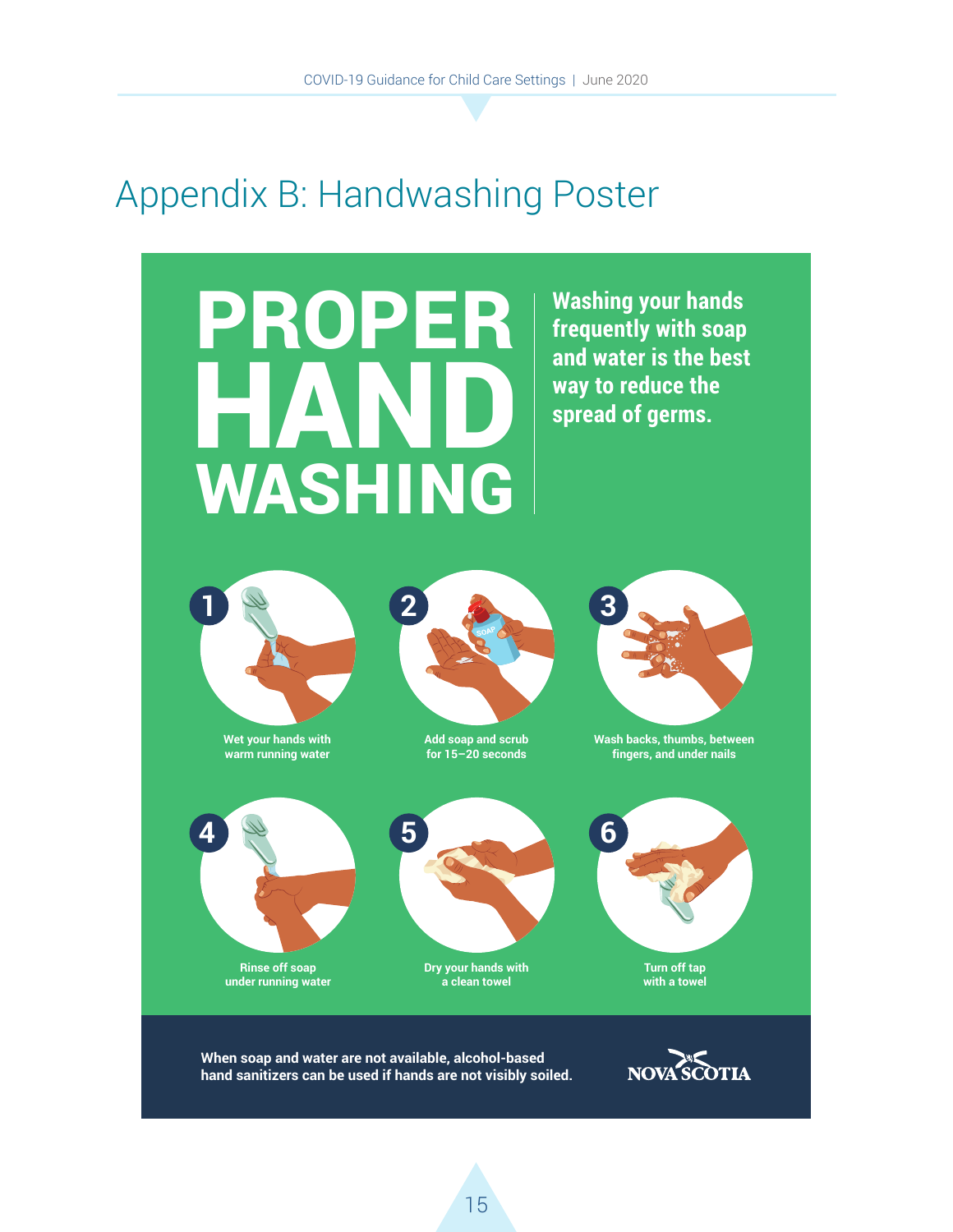# Appendix B: Handwashing Poster

# PROPER HAND WASHING

**Washing your hands frequently with soap and water is the best way to reduce the spread of germs.**

1. Wet your hands with warm running water
2. Add soap and scrub for 15–20 seconds
3. Wash backs, thumbs, between fingers, and under nails
4. Rinse off soap under running water
5. Dry your hands with a clean towel
6. Turn off tap with a towel

**When soap and water are not available, alcohol-based hand sanitizers can be used if hands are not visibly soiled.**

NOVA SCOTIA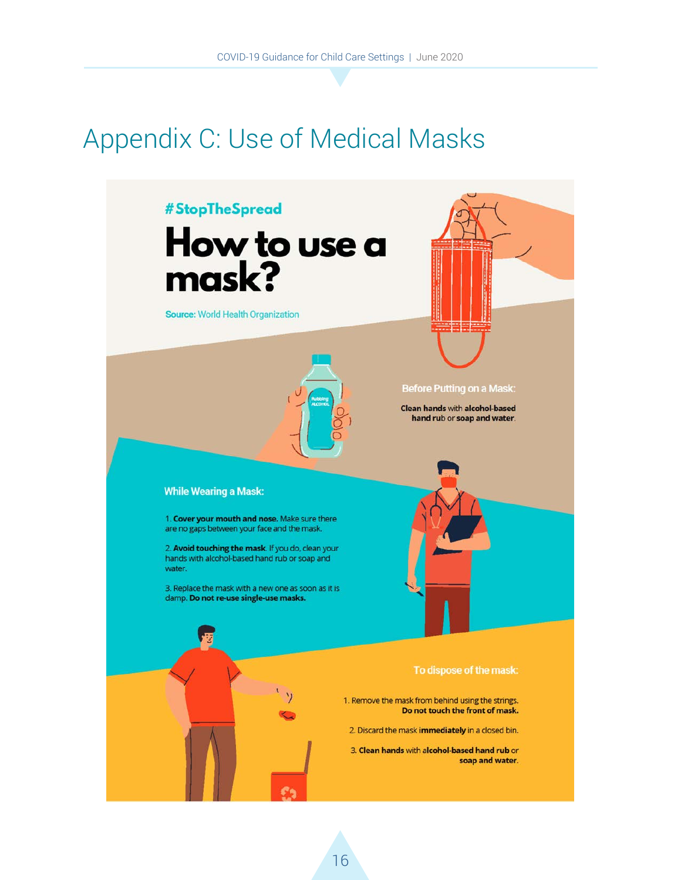# Appendix C: Use of Medical Masks

#StopTheSpread

## How to use a mask?

**Source:** World Health Organization

### Before Putting on a Mask:

**Clean hands** with **alcohol-based hand rub** or **soap and water**.

### While Wearing a Mask:

1. **Cover your mouth and nose.** Make sure there are no gaps between your face and the mask.

2. **Avoid touching the mask**. If you do, clean your hands with alcohol-based hand rub or soap and water.

3. Replace the mask with a new one as soon as it is damp. **Do not re-use single-use masks.**

### To dispose of the mask:

1. Remove the mask from behind using the strings. **Do not touch the front of mask.**

2. Discard the mask **immediately** in a closed bin.

3. **Clean hands** with **alcohol-based hand rub** or **soap and water**.